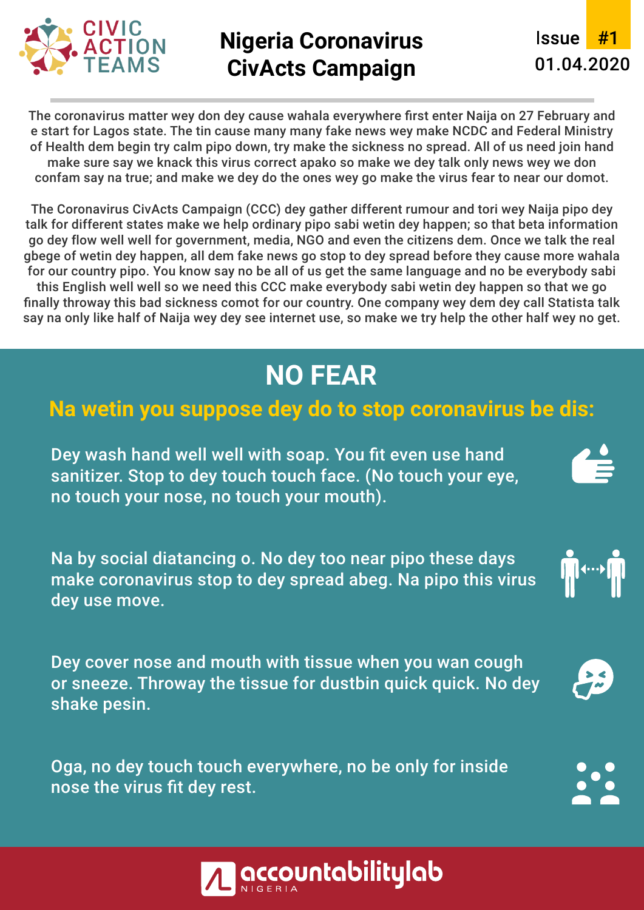CIVIC ACTION TEAMS

# Nigeria Coronavirus CivActs Campaign

Issue #1
01.04.2020

The coronavirus matter wey don dey cause wahala everywhere first enter Naija on 27 February and e start for Lagos state. The tin cause many many fake news wey make NCDC and Federal Ministry of Health dem begin try calm pipo down, try make the sickness no spread. All of us need join hand make sure say we knack this virus correct apako so make we dey talk only news wey we don confam say na true; and make we dey do the ones wey go make the virus fear to near our domot.

The Coronavirus CivActs Campaign (CCC) dey gather different rumour and tori wey Naija pipo dey talk for different states make we help ordinary pipo sabi wetin dey happen; so that beta information go dey flow well well for government, media, NGO and even the citizens dem. Once we talk the real gbege of wetin dey happen, all dem fake news go stop to dey spread before they cause more wahala for our country pipo. You know say no be all of us get the same language and no be everybody sabi this English well well so we need this CCC make everybody sabi wetin dey happen so that we go finally throway this bad sickness comot for our country. One company wey dem dey call Statista talk say na only like half of Naija wey dey see internet use, so make we try help the other half wey no get.

## NO FEAR

### Na wetin you suppose dey do to stop coronavirus be dis:

Dey wash hand well well with soap. You fit even use hand sanitizer. Stop to dey touch touch face. (No touch your eye, no touch your nose, no touch your mouth).

Na by social diatancing o. No dey too near pipo these days make coronavirus stop to dey spread abeg. Na pipo this virus dey use move.

Dey cover nose and mouth with tissue when you wan cough or sneeze. Throway the tissue for dustbin quick quick. No dey shake pesin.

Oga, no dey touch touch everywhere, no be only for inside nose the virus fit dey rest.

accountabilitylab NIGERIA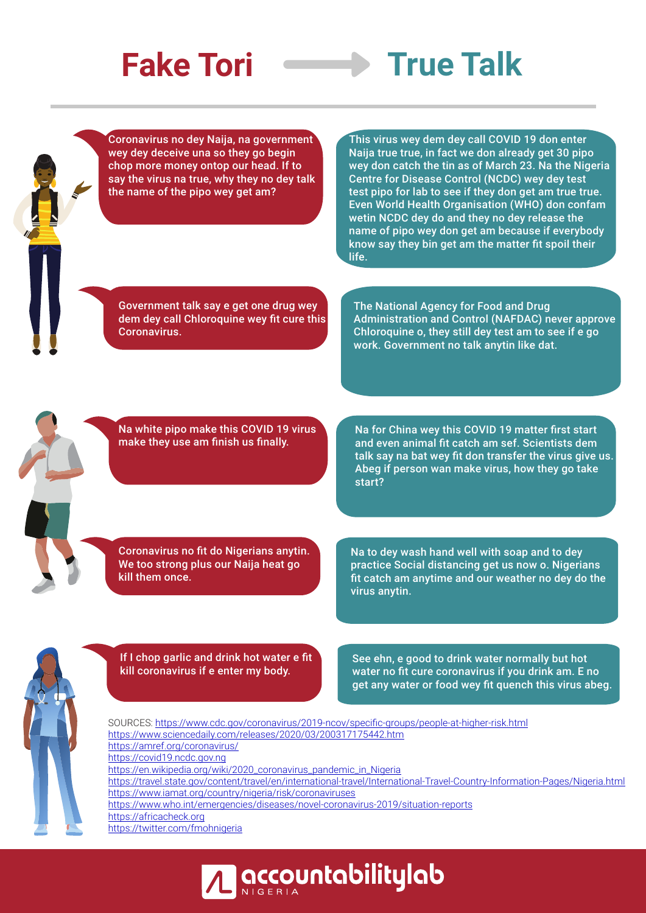# Fake Tori → True Talk

| Fake Tori | True Talk |
| --- | --- |
| Coronavirus no dey Naija, na government wey dey deceive una so they go begin chop more money ontop our head. If to say the virus na true, why they no dey talk the name of the pipo wey get am? | This virus wey dem dey call COVID 19 don enter Naija true true, in fact we don already get 30 pipo wey don catch the tin as of March 23. Na the Nigeria Centre for Disease Control (NCDC) wey dey test test pipo for lab to see if they don get am true true. Even World Health Organisation (WHO) don confam wetin NCDC dey do and they no dey release the name of pipo wey don get am because if everybody know say they bin get am the matter fit spoil their life. |
| Government talk say e get one drug wey dem dey call Chloroquine wey fit cure this Coronavirus. | The National Agency for Food and Drug Administration and Control (NAFDAC) never approve Chloroquine o, they still dey test am to see if e go work. Government no talk anytin like dat. |
| Na white pipo make this COVID 19 virus make they use am finish us finally. | Na for China wey this COVID 19 matter first start and even animal fit catch am sef. Scientists dem talk say na bat wey fit don transfer the virus give us. Abeg if person wan make virus, how they go take start? |
| Coronavirus no fit do Nigerians anytin. We too strong plus our Naija heat go kill them once. | Na to dey wash hand well with soap and to dey practice Social distancing get us now o. Nigerians fit catch am anytime and our weather no dey do the virus anytin. |
| If I chop garlic and drink hot water e fit kill coronavirus if e enter my body. | See ehn, e good to drink water normally but hot water no fit cure coronavirus if you drink am. E no get any water or food wey fit quench this virus abeg. |

SOURCES: https://www.cdc.gov/coronavirus/2019-ncov/specific-groups/people-at-higher-risk.html
https://www.sciencedaily.com/releases/2020/03/200317175442.htm
https://amref.org/coronavirus/
https://covid19.ncdc.gov.ng
https://en.wikipedia.org/wiki/2020_coronavirus_pandemic_in_Nigeria
https://travel.state.gov/content/travel/en/international-travel/International-Travel-Country-Information-Pages/Nigeria.html
https://www.iamat.org/country/nigeria/risk/coronaviruses
https://www.who.int/emergencies/diseases/novel-coronavirus-2019/situation-reports
https://africacheck.org
https://twitter.com/fmohnigeria

accountabilitylab NIGERIA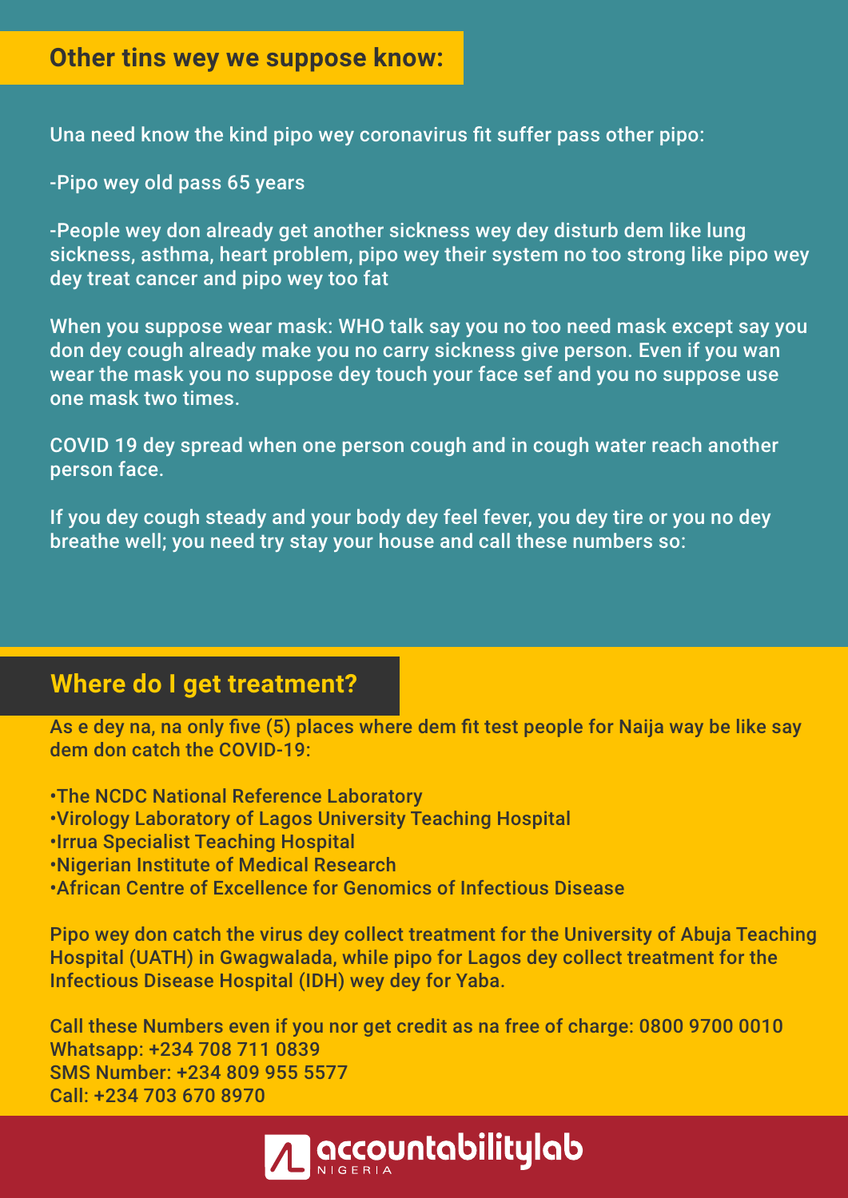## Other tins wey we suppose know:

Una need know the kind pipo wey coronavirus fit suffer pass other pipo:

-Pipo wey old pass 65 years

-People wey don already get another sickness wey dey disturb dem like lung sickness, asthma, heart problem, pipo wey their system no too strong like pipo wey dey treat cancer and pipo wey too fat

When you suppose wear mask: WHO talk say you no too need mask except say you don dey cough already make you no carry sickness give person. Even if you wan wear the mask you no suppose dey touch your face sef and you no suppose use one mask two times.

COVID 19 dey spread when one person cough and in cough water reach another person face.

If you dey cough steady and your body dey feel fever, you dey tire or you no dey breathe well; you need try stay your house and call these numbers so:

## Where do I get treatment?

As e dey na, na only five (5) places where dem fit test people for Naija way be like say dem don catch the COVID-19:

- The NCDC National Reference Laboratory
- Virology Laboratory of Lagos University Teaching Hospital
- Irrua Specialist Teaching Hospital
- Nigerian Institute of Medical Research
- African Centre of Excellence for Genomics of Infectious Disease

Pipo wey don catch the virus dey collect treatment for the University of Abuja Teaching Hospital (UATH) in Gwagwalada, while pipo for Lagos dey collect treatment for the Infectious Disease Hospital (IDH) wey dey for Yaba.

Call these Numbers even if you nor get credit as na free of charge: 0800 9700 0010
Whatsapp: +234 708 711 0839
SMS Number: +234 809 955 5577
Call: +234 703 670 8970

accountabilitylab NIGERIA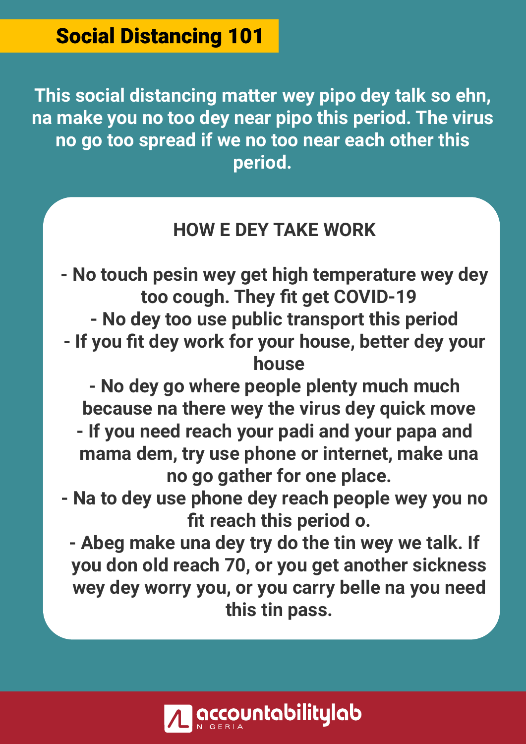## Social Distancing 101

**This social distancing matter wey pipo dey talk so ehn, na make you no too dey near pipo this period. The virus no go too spread if we no too near each other this period.**

### HOW E DEY TAKE WORK

- No touch pesin wey get high temperature wey dey too cough. They fit get COVID-19
- No dey too use public transport this period
- If you fit dey work for your house, better dey your house
- No dey go where people plenty much much because na there wey the virus dey quick move
- If you need reach your padi and your papa and mama dem, try use phone or internet, make una no go gather for one place.
- Na to dey use phone dey reach people wey you no fit reach this period o.
- Abeg make una dey try do the tin wey we talk. If you don old reach 70, or you get another sickness wey dey worry you, or you carry belle na you need this tin pass.

accountabilitylab NIGERIA